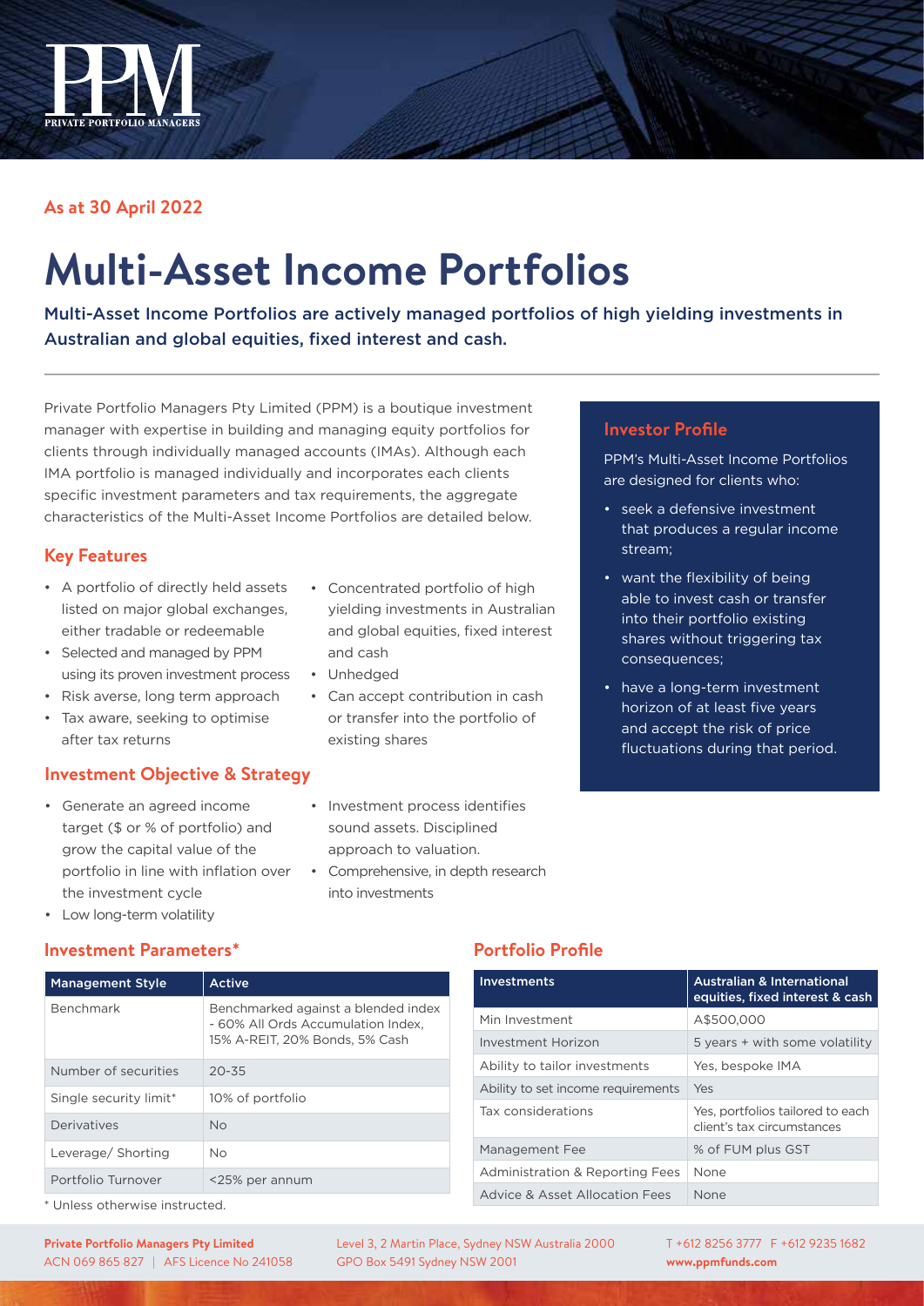As at 30 April 2022

# Multi-Asset Income Portfolios

Multi-Asset Income Portfolios are actively managed portfolios of high yielding investments in Australian and global equities, fixed interest and cash.

Private Portfolio Managers Pty Limited (PPM) is a boutique investment manager with expertise in building and managing equity portfolios for clients through individually managed accounts (IMAs). Although each IMA portfolio is managed individually and incorporates each clients specific investment parameters and tax requirements, the aggregate characteristics of the Multi-Asset Income Portfolios are detailed below.

## Key Features

- A portfolio of directly held assets listed on major global exchanges, either tradable or redeemable
- Selected and managed by PPM using its proven investment process
- Risk averse, long term approach
- Tax aware, seeking to optimise after tax returns
- Concentrated portfolio of high yielding investments in Australian and global equities, fixed interest and cash
- Unhedged
- Can accept contribution in cash or transfer into the portfolio of existing shares

## Investment Objective & Strategy

- Generate an agreed income target ($ or % of portfolio) and grow the capital value of the portfolio in line with inflation over the investment cycle
- Low long-term volatility
- Investment process identifies sound assets. Disciplined approach to valuation.
- Comprehensive, in depth research into investments

## Investor Profile

PPM's Multi-Asset Income Portfolios are designed for clients who:

- seek a defensive investment that produces a regular income stream;
- want the flexibility of being able to invest cash or transfer into their portfolio existing shares without triggering tax consequences;
- have a long-term investment horizon of at least five years and accept the risk of price fluctuations during that period.

## Investment Parameters*

| Management Style | Active |
|---|---|
| Benchmark | Benchmarked against a blended index - 60% All Ords Accumulation Index, 15% A-REIT, 20% Bonds, 5% Cash |
| Number of securities | 20-35 |
| Single security limit* | 10% of portfolio |
| Derivatives | No |
| Leverage/ Shorting | No |
| Portfolio Turnover | <25% per annum |

* Unless otherwise instructed.

## Portfolio Profile

| Investments | Australian & International equities, fixed interest & cash |
|---|---|
| Min Investment | A$500,000 |
| Investment Horizon | 5 years + with some volatility |
| Ability to tailor investments | Yes, bespoke IMA |
| Ability to set income requirements | Yes |
| Tax considerations | Yes, portfolios tailored to each client's tax circumstances |
| Management Fee | % of FUM plus GST |
| Administration & Reporting Fees | None |
| Advice & Asset Allocation Fees | None |

**Private Portfolio Managers Pty Limited**
ACN 069 865 827 | AFS Licence No 241058

Level 3, 2 Martin Place, Sydney NSW Australia 2000
GPO Box 5491 Sydney NSW 2001

T +612 8256 3777 F +612 9235 1682
**www.ppmfunds.com**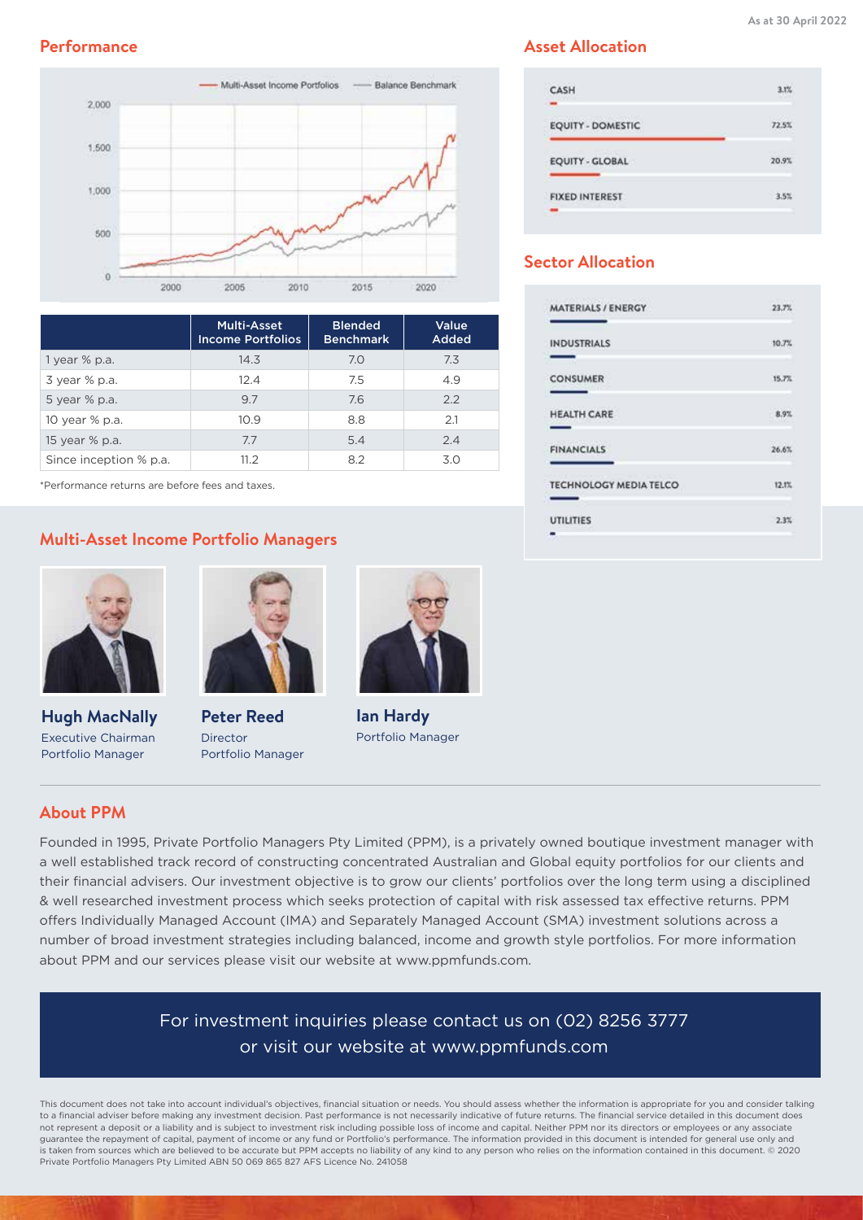As at 30 April 2022

## Performance

Multi-Asset Income Portfolios
Balance Benchmark

2,000
1,500
1,000
500
0

2000
2005
2010
2015
2020

| | Multi-Asset Income Portfolios | Blended Benchmark | Value Added |
|---|---|---|---|
| 1 year % p.a. | 14.3 | 7.0 | 7.3 |
| 3 year % p.a. | 12.4 | 7.5 | 4.9 |
| 5 year % p.a. | 9.7 | 7.6 | 2.2 |
| 10 year % p.a. | 10.9 | 8.8 | 2.1 |
| 15 year % p.a. | 7.7 | 5.4 | 2.4 |
| Since inception % p.a. | 11.2 | 8.2 | 3.0 |

*Performance returns are before fees and taxes.

## Asset Allocation

CASH 3.1%
EQUITY - DOMESTIC 72.5%
EQUITY - GLOBAL 20.9%
FIXED INTEREST 3.5%

## Sector Allocation

MATERIALS / ENERGY 23.7%
INDUSTRIALS 10.7%
CONSUMER 15.7%
HEALTH CARE 8.9%
FINANCIALS 26.6%
TECHNOLOGY MEDIA TELCO 12.1%
UTILITIES 2.3%

## Multi-Asset Income Portfolio Managers

**Hugh MacNally**
Executive Chairman
Portfolio Manager

**Peter Reed**
Director
Portfolio Manager

**Ian Hardy**
Portfolio Manager

## About PPM

Founded in 1995, Private Portfolio Managers Pty Limited (PPM), is a privately owned boutique investment manager with a well established track record of constructing concentrated Australian and Global equity portfolios for our clients and their financial advisers. Our investment objective is to grow our clients' portfolios over the long term using a disciplined & well researched investment process which seeks protection of capital with risk assessed tax effective returns. PPM offers Individually Managed Account (IMA) and Separately Managed Account (SMA) investment solutions across a number of broad investment strategies including balanced, income and growth style portfolios. For more information about PPM and our services please visit our website at www.ppmfunds.com.

For investment inquiries please contact us on (02) 8256 3777
or visit our website at www.ppmfunds.com

This document does not take into account individual's objectives, financial situation or needs. You should assess whether the information is appropriate for you and consider talking to a financial adviser before making any investment decision. Past performance is not necessarily indicative of future returns. The financial service detailed in this document does not represent a deposit or a liability and is subject to investment risk including possible loss of income and capital. Neither PPM nor its directors or employees or any associate guarantee the repayment of capital, payment of income or any fund or Portfolio's performance. The information provided in this document is intended for general use only and is taken from sources which are believed to be accurate but PPM accepts no liability of any kind to any person who relies on the information contained in this document. © 2020 Private Portfolio Managers Pty Limited ABN 50 069 865 827 AFS Licence No. 241058